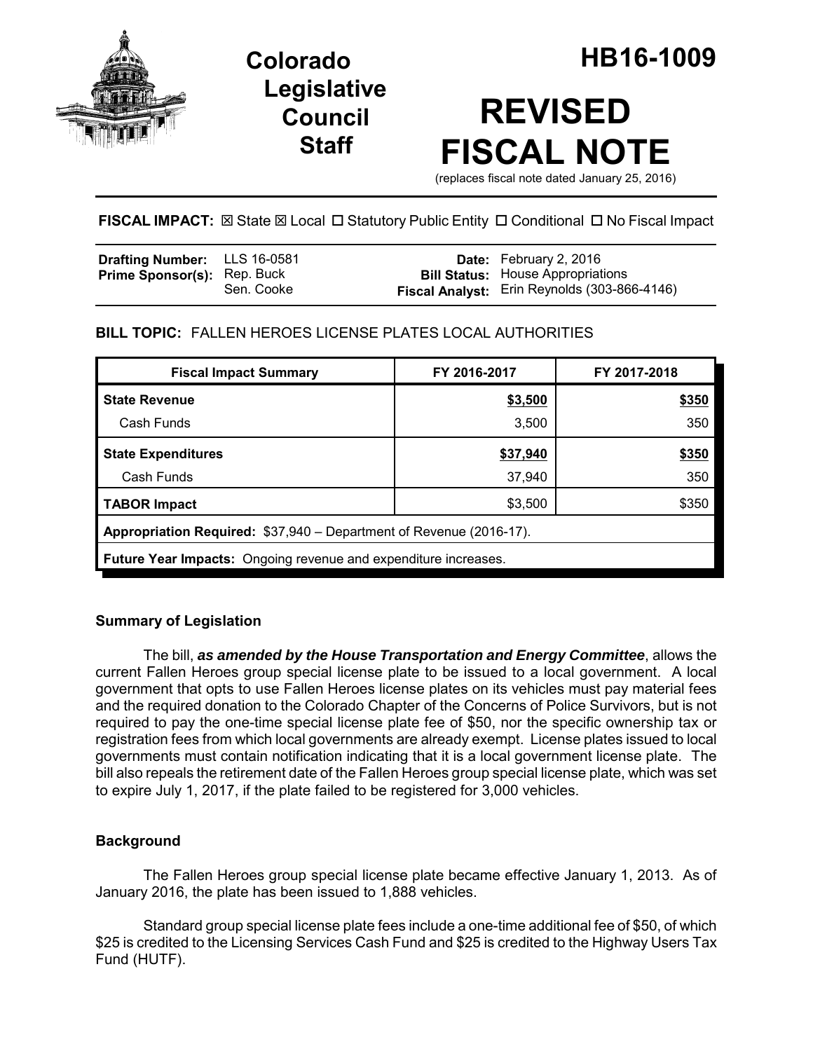# Colorado Legislative Council Staff

# HB16-1009

# REVISED FISCAL NOTE

(replaces fiscal note dated January 25, 2016)

**FISCAL IMPACT:** ☒ State ☒ Local ☐ Statutory Public Entity ☐ Conditional ☐ No Fiscal Impact

| | | | |
|---|---|---|---|
| **Drafting Number:** | LLS 16-0581 | **Date:** | February 2, 2016 |
| **Prime Sponsor(s):** | Rep. Buck<br>Sen. Cooke | **Bill Status:** | House Appropriations |
| | | **Fiscal Analyst:** | Erin Reynolds (303-866-4146) |

**BILL TOPIC:** FALLEN HEROES LICENSE PLATES LOCAL AUTHORITIES

| Fiscal Impact Summary | FY 2016-2017 | FY 2017-2018 |
|---|---|---|
| **State Revenue** | **$3,500** | **$350** |
| Cash Funds | 3,500 | 350 |
| **State Expenditures** | **$37,940** | **$350** |
| Cash Funds | 37,940 | 350 |
| **TABOR Impact** | $3,500 | $350 |
| **Appropriation Required:** $37,940 – Department of Revenue (2016-17). | | |
| **Future Year Impacts:** Ongoing revenue and expenditure increases. | | |

## Summary of Legislation

The bill, ***as amended by the House Transportation and Energy Committee***, allows the current Fallen Heroes group special license plate to be issued to a local government. A local government that opts to use Fallen Heroes license plates on its vehicles must pay material fees and the required donation to the Colorado Chapter of the Concerns of Police Survivors, but is not required to pay the one-time special license plate fee of $50, nor the specific ownership tax or registration fees from which local governments are already exempt. License plates issued to local governments must contain notification indicating that it is a local government license plate. The bill also repeals the retirement date of the Fallen Heroes group special license plate, which was set to expire July 1, 2017, if the plate failed to be registered for 3,000 vehicles.

## Background

The Fallen Heroes group special license plate became effective January 1, 2013. As of January 2016, the plate has been issued to 1,888 vehicles.

Standard group special license plate fees include a one-time additional fee of $50, of which $25 is credited to the Licensing Services Cash Fund and $25 is credited to the Highway Users Tax Fund (HUTF).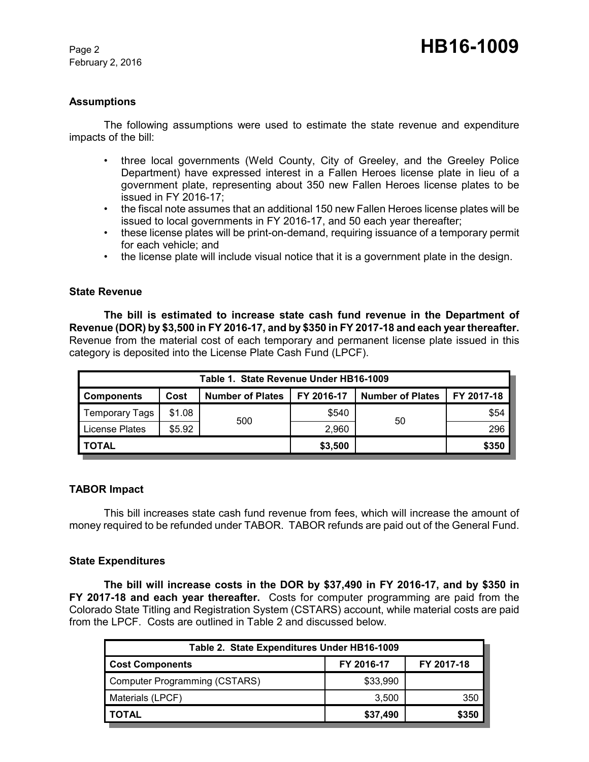## Assumptions

The following assumptions were used to estimate the state revenue and expenditure impacts of the bill:

- three local governments (Weld County, City of Greeley, and the Greeley Police Department) have expressed interest in a Fallen Heroes license plate in lieu of a government plate, representing about 350 new Fallen Heroes license plates to be issued in FY 2016-17;
- the fiscal note assumes that an additional 150 new Fallen Heroes license plates will be issued to local governments in FY 2016-17, and 50 each year thereafter;
- these license plates will be print-on-demand, requiring issuance of a temporary permit for each vehicle; and
- the license plate will include visual notice that it is a government plate in the design.

## State Revenue

**The bill is estimated to increase state cash fund revenue in the Department of Revenue (DOR) by $3,500 in FY 2016-17, and by $350 in FY 2017-18 and each year thereafter.** Revenue from the material cost of each temporary and permanent license plate issued in this category is deposited into the License Plate Cash Fund (LPCF).

| Table 1. State Revenue Under HB16-1009 | | | | | |
|---|---|---|---|---|---|
| **Components** | **Cost** | **Number of Plates** | **FY 2016-17** | **Number of Plates** | **FY 2017-18** |
| Temporary Tags | $1.08 | 500 | $540 | 50 | $54 |
| License Plates | $5.92 | | 2,960 | | 296 |
| **TOTAL** | | | **$3,500** | | **$350** |

## TABOR Impact

This bill increases state cash fund revenue from fees, which will increase the amount of money required to be refunded under TABOR. TABOR refunds are paid out of the General Fund.

## State Expenditures

**The bill will increase costs in the DOR by $37,490 in FY 2016-17, and by $350 in FY 2017-18 and each year thereafter.** Costs for computer programming are paid from the Colorado State Titling and Registration System (CSTARS) account, while material costs are paid from the LPCF. Costs are outlined in Table 2 and discussed below.

| Table 2. State Expenditures Under HB16-1009 | | |
|---|---|---|
| **Cost Components** | **FY 2016-17** | **FY 2017-18** |
| Computer Programming (CSTARS) | $33,990 | |
| Materials (LPCF) | 3,500 | 350 |
| **TOTAL** | **$37,490** | **$350** |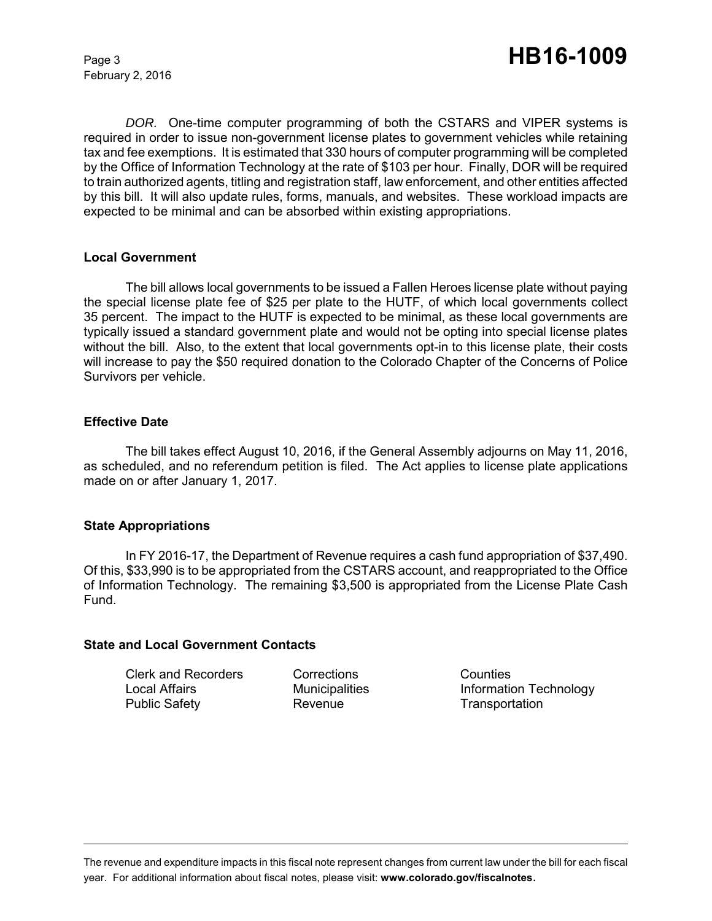*DOR.* One-time computer programming of both the CSTARS and VIPER systems is required in order to issue non-government license plates to government vehicles while retaining tax and fee exemptions. It is estimated that 330 hours of computer programming will be completed by the Office of Information Technology at the rate of $103 per hour. Finally, DOR will be required to train authorized agents, titling and registration staff, law enforcement, and other entities affected by this bill. It will also update rules, forms, manuals, and websites. These workload impacts are expected to be minimal and can be absorbed within existing appropriations.

### Local Government

The bill allows local governments to be issued a Fallen Heroes license plate without paying the special license plate fee of $25 per plate to the HUTF, of which local governments collect 35 percent. The impact to the HUTF is expected to be minimal, as these local governments are typically issued a standard government plate and would not be opting into special license plates without the bill. Also, to the extent that local governments opt-in to this license plate, their costs will increase to pay the $50 required donation to the Colorado Chapter of the Concerns of Police Survivors per vehicle.

### Effective Date

The bill takes effect August 10, 2016, if the General Assembly adjourns on May 11, 2016, as scheduled, and no referendum petition is filed. The Act applies to license plate applications made on or after January 1, 2017.

### State Appropriations

In FY 2016-17, the Department of Revenue requires a cash fund appropriation of $37,490. Of this, $33,990 is to be appropriated from the CSTARS account, and reappropriated to the Office of Information Technology. The remaining $3,500 is appropriated from the License Plate Cash Fund.

### State and Local Government Contacts

| | | |
|---|---|---|
| Clerk and Recorders | Corrections | Counties |
| Local Affairs | Municipalities | Information Technology |
| Public Safety | Revenue | Transportation |

The revenue and expenditure impacts in this fiscal note represent changes from current law under the bill for each fiscal year. For additional information about fiscal notes, please visit: **www.colorado.gov/fiscalnotes.**